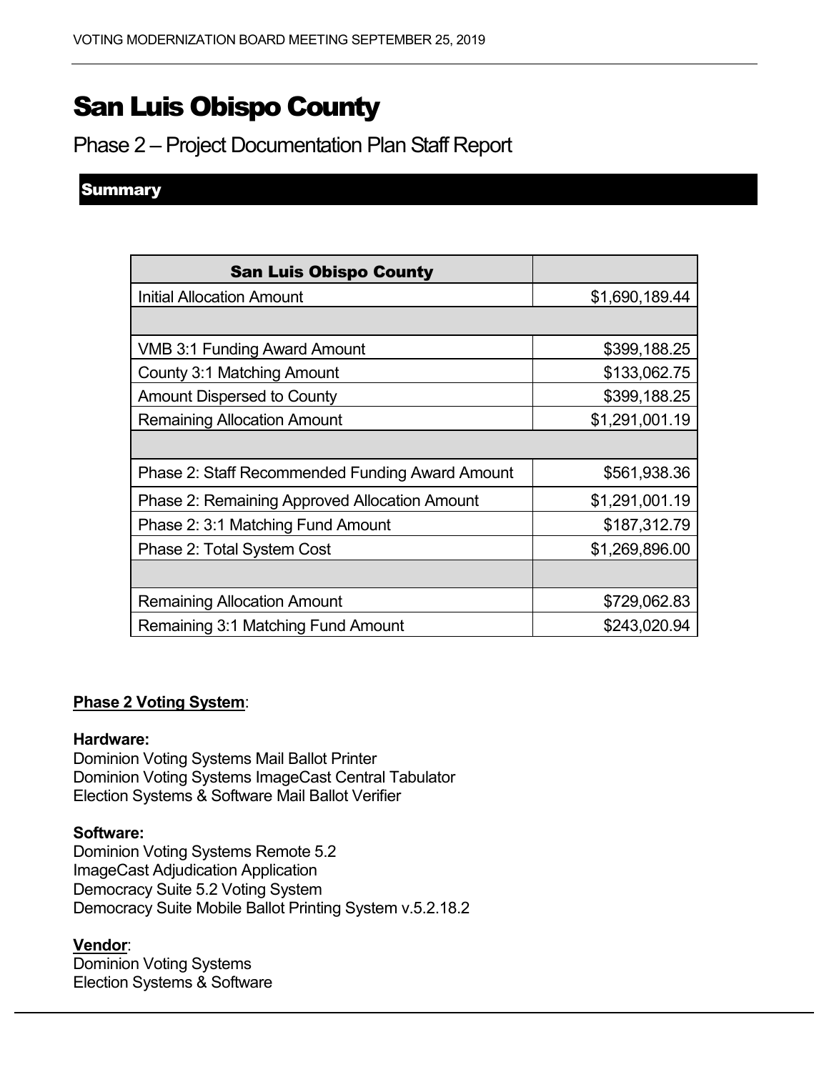# San Luis Obispo County

## Phase 2 – Project Documentation Plan Staff Report

### Summary

| San Luis Obispo County | |
|---|---|
| Initial Allocation Amount | $1,690,189.44 |
| | |
| VMB 3:1 Funding Award Amount | $399,188.25 |
| County 3:1 Matching Amount | $133,062.75 |
| Amount Dispersed to County | $399,188.25 |
| Remaining Allocation Amount | $1,291,001.19 |
| | |
| Phase 2: Staff Recommended Funding Award Amount | $561,938.36 |
| Phase 2: Remaining Approved Allocation Amount | $1,291,001.19 |
| Phase 2: 3:1 Matching Fund Amount | $187,312.79 |
| Phase 2: Total System Cost | $1,269,896.00 |
| | |
| Remaining Allocation Amount | $729,062.83 |
| Remaining 3:1 Matching Fund Amount | $243,020.94 |

**Phase 2 Voting System**:

**Hardware:**
Dominion Voting Systems Mail Ballot Printer
Dominion Voting Systems ImageCast Central Tabulator
Election Systems & Software Mail Ballot Verifier

**Software:**
Dominion Voting Systems Remote 5.2
ImageCast Adjudication Application
Democracy Suite 5.2 Voting System
Democracy Suite Mobile Ballot Printing System v.5.2.18.2

**Vendor**:
Dominion Voting Systems
Election Systems & Software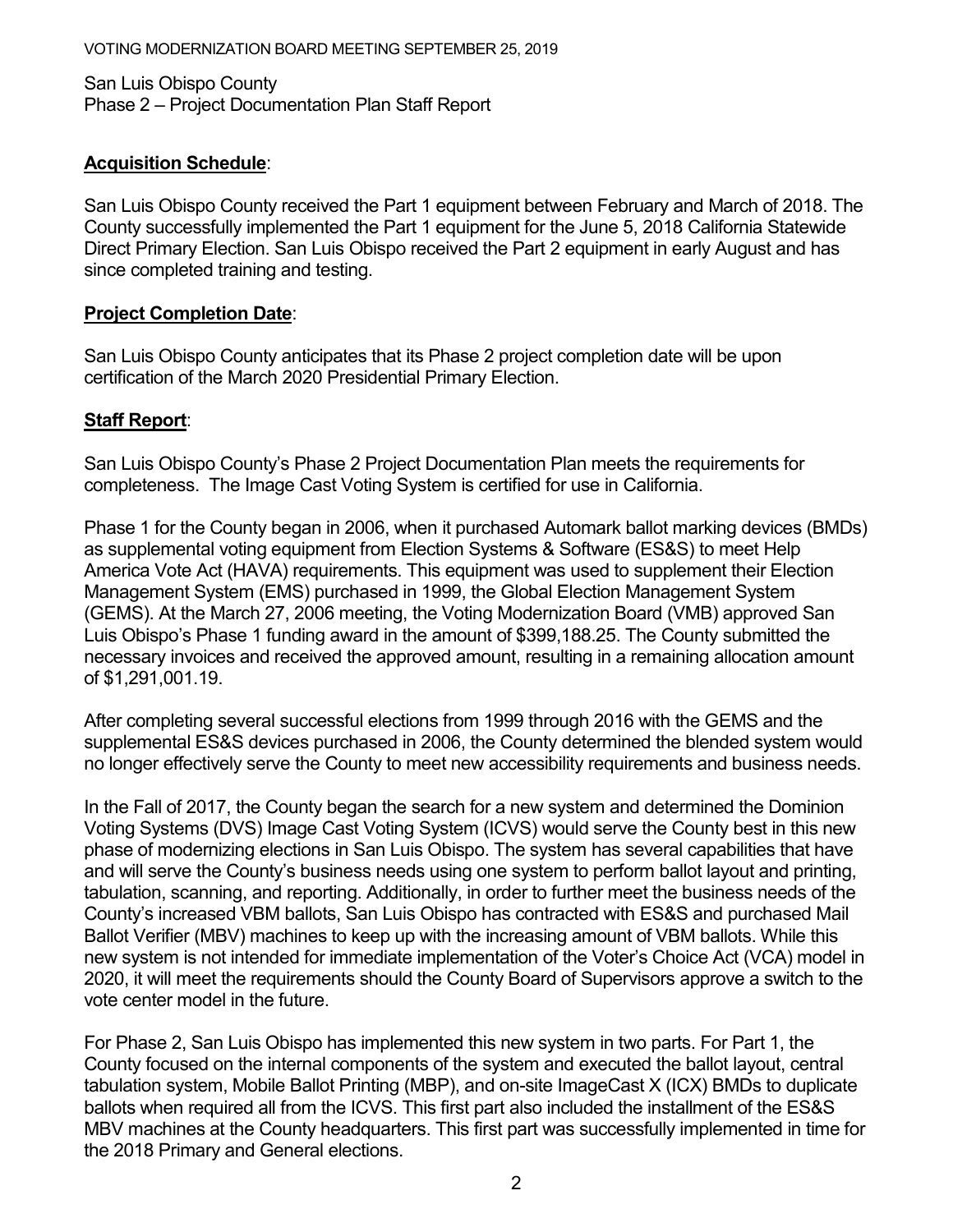San Luis Obispo County
Phase 2 – Project Documentation Plan Staff Report

## Acquisition Schedule:

San Luis Obispo County received the Part 1 equipment between February and March of 2018. The County successfully implemented the Part 1 equipment for the June 5, 2018 California Statewide Direct Primary Election. San Luis Obispo received the Part 2 equipment in early August and has since completed training and testing.

## Project Completion Date:

San Luis Obispo County anticipates that its Phase 2 project completion date will be upon certification of the March 2020 Presidential Primary Election.

## Staff Report:

San Luis Obispo County's Phase 2 Project Documentation Plan meets the requirements for completeness. The Image Cast Voting System is certified for use in California.

Phase 1 for the County began in 2006, when it purchased Automark ballot marking devices (BMDs) as supplemental voting equipment from Election Systems & Software (ES&S) to meet Help America Vote Act (HAVA) requirements. This equipment was used to supplement their Election Management System (EMS) purchased in 1999, the Global Election Management System (GEMS). At the March 27, 2006 meeting, the Voting Modernization Board (VMB) approved San Luis Obispo's Phase 1 funding award in the amount of $399,188.25. The County submitted the necessary invoices and received the approved amount, resulting in a remaining allocation amount of $1,291,001.19.

After completing several successful elections from 1999 through 2016 with the GEMS and the supplemental ES&S devices purchased in 2006, the County determined the blended system would no longer effectively serve the County to meet new accessibility requirements and business needs.

In the Fall of 2017, the County began the search for a new system and determined the Dominion Voting Systems (DVS) Image Cast Voting System (ICVS) would serve the County best in this new phase of modernizing elections in San Luis Obispo. The system has several capabilities that have and will serve the County's business needs using one system to perform ballot layout and printing, tabulation, scanning, and reporting. Additionally, in order to further meet the business needs of the County's increased VBM ballots, San Luis Obispo has contracted with ES&S and purchased Mail Ballot Verifier (MBV) machines to keep up with the increasing amount of VBM ballots. While this new system is not intended for immediate implementation of the Voter's Choice Act (VCA) model in 2020, it will meet the requirements should the County Board of Supervisors approve a switch to the vote center model in the future.

For Phase 2, San Luis Obispo has implemented this new system in two parts. For Part 1, the County focused on the internal components of the system and executed the ballot layout, central tabulation system, Mobile Ballot Printing (MBP), and on-site ImageCast X (ICX) BMDs to duplicate ballots when required all from the ICVS. This first part also included the installment of the ES&S MBV machines at the County headquarters. This first part was successfully implemented in time for the 2018 Primary and General elections.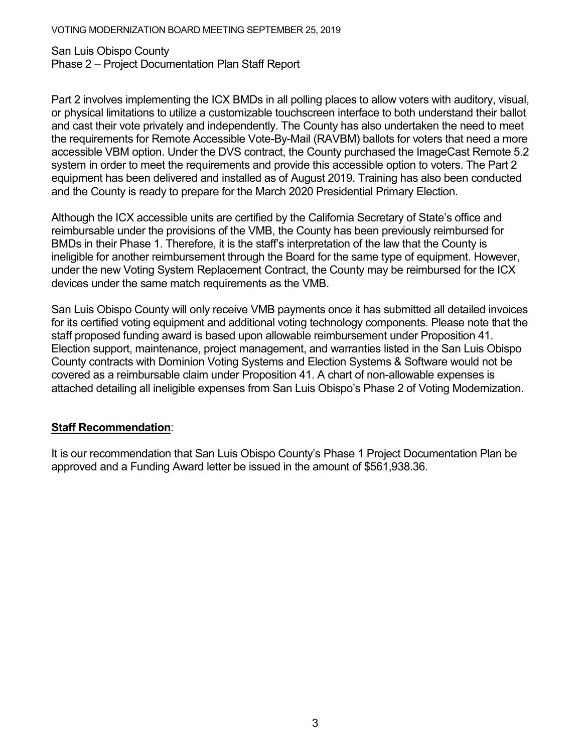Part 2 involves implementing the ICX BMDs in all polling places to allow voters with auditory, visual, or physical limitations to utilize a customizable touchscreen interface to both understand their ballot and cast their vote privately and independently. The County has also undertaken the need to meet the requirements for Remote Accessible Vote-By-Mail (RAVBM) ballots for voters that need a more accessible VBM option. Under the DVS contract, the County purchased the ImageCast Remote 5.2 system in order to meet the requirements and provide this accessible option to voters. The Part 2 equipment has been delivered and installed as of August 2019. Training has also been conducted and the County is ready to prepare for the March 2020 Presidential Primary Election.

Although the ICX accessible units are certified by the California Secretary of State's office and reimbursable under the provisions of the VMB, the County has been previously reimbursed for BMDs in their Phase 1. Therefore, it is the staff's interpretation of the law that the County is ineligible for another reimbursement through the Board for the same type of equipment. However, under the new Voting System Replacement Contract, the County may be reimbursed for the ICX devices under the same match requirements as the VMB.

San Luis Obispo County will only receive VMB payments once it has submitted all detailed invoices for its certified voting equipment and additional voting technology components. Please note that the staff proposed funding award is based upon allowable reimbursement under Proposition 41. Election support, maintenance, project management, and warranties listed in the San Luis Obispo County contracts with Dominion Voting Systems and Election Systems & Software would not be covered as a reimbursable claim under Proposition 41. A chart of non-allowable expenses is attached detailing all ineligible expenses from San Luis Obispo's Phase 2 of Voting Modernization.

## **Staff Recommendation**:

It is our recommendation that San Luis Obispo County's Phase 1 Project Documentation Plan be approved and a Funding Award letter be issued in the amount of $561,938.36.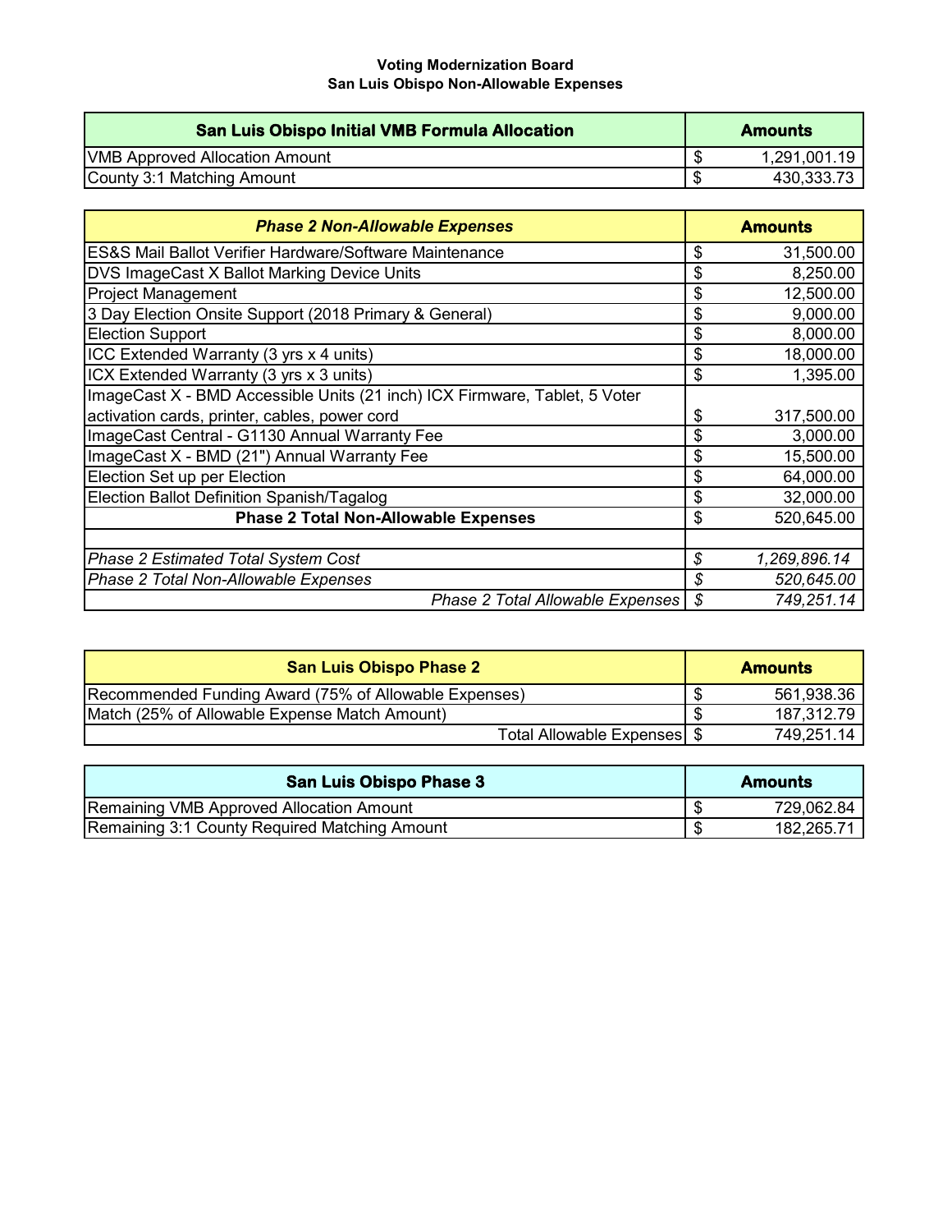**Voting Modernization Board**
**San Luis Obispo Non-Allowable Expenses**

| San Luis Obispo Initial VMB Formula Allocation | Amounts |
|---|---|
| VMB Approved Allocation Amount | $ 1,291,001.19 |
| County 3:1 Matching Amount | $ 430,333.73 |

| *Phase 2 Non-Allowable Expenses* | Amounts |
|---|---|
| ES&S Mail Ballot Verifier Hardware/Software Maintenance | $ 31,500.00 |
| DVS ImageCast X Ballot Marking Device Units | $ 8,250.00 |
| Project Management | $ 12,500.00 |
| 3 Day Election Onsite Support (2018 Primary & General) | $ 9,000.00 |
| Election Support | $ 8,000.00 |
| ICC Extended Warranty (3 yrs x 4 units) | $ 18,000.00 |
| ICX Extended Warranty (3 yrs x 3 units) | $ 1,395.00 |
| ImageCast X - BMD Accessible Units (21 inch) ICX Firmware, Tablet, 5 Voter activation cards, printer, cables, power cord | $ 317,500.00 |
| ImageCast Central - G1130 Annual Warranty Fee | $ 3,000.00 |
| ImageCast X - BMD (21") Annual Warranty Fee | $ 15,500.00 |
| Election Set up per Election | $ 64,000.00 |
| Election Ballot Definition Spanish/Tagalog | $ 32,000.00 |
| **Phase 2 Total Non-Allowable Expenses** | $ 520,645.00 |
| | |
| *Phase 2 Estimated Total System Cost* | *$ 1,269,896.14* |
| *Phase 2 Total Non-Allowable Expenses* | *$ 520,645.00* |
| *Phase 2 Total Allowable Expenses* | *$ 749,251.14* |

| San Luis Obispo Phase 2 | Amounts |
|---|---|
| Recommended Funding Award (75% of Allowable Expenses) | $ 561,938.36 |
| Match (25% of Allowable Expense Match Amount) | $ 187,312.79 |
| Total Allowable Expenses | $ 749,251.14 |

| San Luis Obispo Phase 3 | Amounts |
|---|---|
| Remaining VMB Approved Allocation Amount | $ 729,062.84 |
| Remaining 3:1 County Required Matching Amount | $ 182,265.71 |